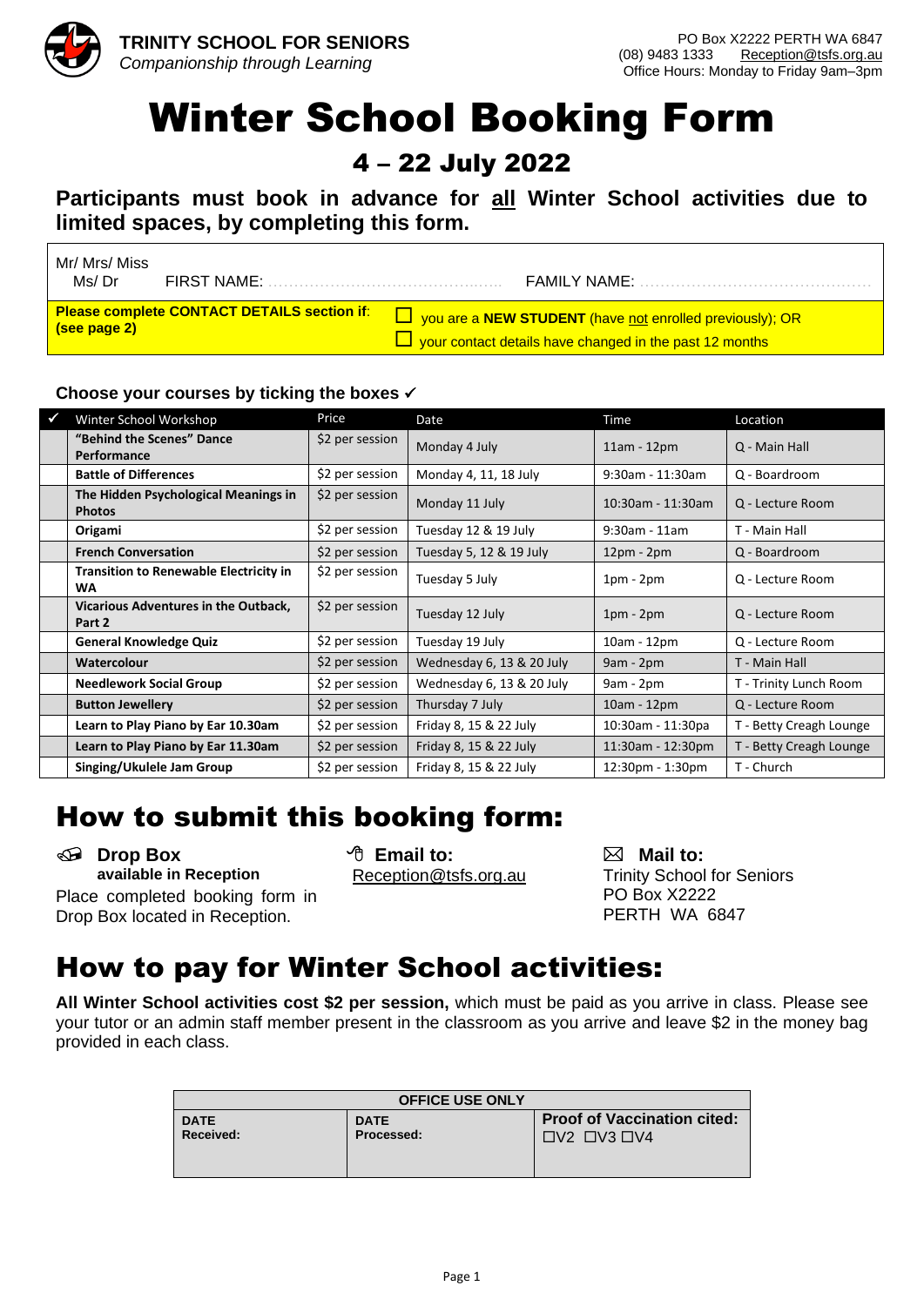**TRINITY SCHOOL FOR SENIORS**
*Companionship through Learning*

PO Box X2222 PERTH WA 6847
(08) 9483 1333 Reception@tsfs.org.au
Office Hours: Monday to Friday 9am–3pm

# Winter School Booking Form

## 4 – 22 July 2022

**Participants must book in advance for __all__ Winter School activities due to limited spaces, by completing this form.**

Mr/ Mrs/ Miss Ms/ Dr FIRST NAME: ………………………………………… FAMILY NAME: ………………………………………

**Please complete CONTACT DETAILS section if: (see page 2)**

☐ you are a **NEW STUDENT** (have not enrolled previously); OR

☐ your contact details have changed in the past 12 months

### Choose your courses by ticking the boxes ✓

| ✓ | Winter School Workshop | Price | Date | Time | Location |
|---|---|---|---|---|---|
| | **"Behind the Scenes" Dance Performance** | $2 per session | Monday 4 July | 11am - 12pm | Q - Main Hall |
| | **Battle of Differences** | $2 per session | Monday 4, 11, 18 July | 9:30am - 11:30am | Q - Boardroom |
| | **The Hidden Psychological Meanings in Photos** | $2 per session | Monday 11 July | 10:30am - 11:30am | Q - Lecture Room |
| | **Origami** | $2 per session | Tuesday 12 & 19 July | 9:30am - 11am | T - Main Hall |
| | **French Conversation** | $2 per session | Tuesday 5, 12 & 19 July | 12pm - 2pm | Q - Boardroom |
| | **Transition to Renewable Electricity in WA** | $2 per session | Tuesday 5 July | 1pm - 2pm | Q - Lecture Room |
| | **Vicarious Adventures in the Outback, Part 2** | $2 per session | Tuesday 12 July | 1pm - 2pm | Q - Lecture Room |
| | **General Knowledge Quiz** | $2 per session | Tuesday 19 July | 10am - 12pm | Q - Lecture Room |
| | **Watercolour** | $2 per session | Wednesday 6, 13 & 20 July | 9am - 2pm | T - Main Hall |
| | **Needlework Social Group** | $2 per session | Wednesday 6, 13 & 20 July | 9am - 2pm | T - Trinity Lunch Room |
| | **Button Jewellery** | $2 per session | Thursday 7 July | 10am - 12pm | Q - Lecture Room |
| | **Learn to Play Piano by Ear 10.30am** | $2 per session | Friday 8, 15 & 22 July | 10:30am - 11:30pa | T - Betty Creagh Lounge |
| | **Learn to Play Piano by Ear 11.30am** | $2 per session | Friday 8, 15 & 22 July | 11:30am - 12:30pm | T - Betty Creagh Lounge |
| | **Singing/Ukulele Jam Group** | $2 per session | Friday 8, 15 & 22 July | 12:30pm - 1:30pm | T - Church |

## How to submit this booking form:

**Drop Box available in Reception**
Place completed booking form in Drop Box located in Reception.

**Email to:**
Reception@tsfs.org.au

**Mail to:**
Trinity School for Seniors
PO Box X2222
PERTH WA 6847

## How to pay for Winter School activities:

**All Winter School activities cost $2 per session,** which must be paid as you arrive in class. Please see your tutor or an admin staff member present in the classroom as you arrive and leave $2 in the money bag provided in each class.

| OFFICE USE ONLY | | |
|---|---|---|
| **DATE Received:** | **DATE Processed:** | **Proof of Vaccination cited:** ☐V2 ☐V3 ☐V4 |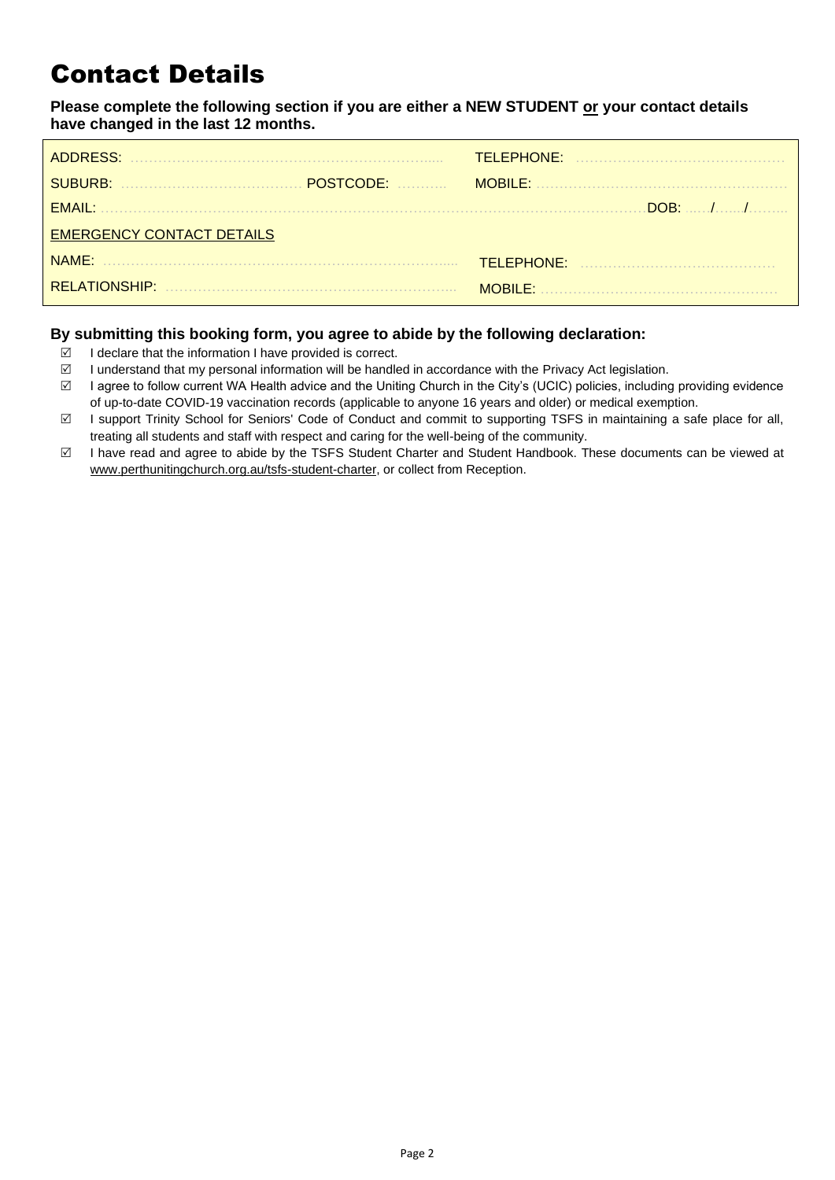# Contact Details

**Please complete the following section if you are either a NEW STUDENT <u>or</u> your contact details have changed in the last 12 months.**

| | |
|---|---|
| ADDRESS: ………………………………………………………….... | TELEPHONE: ……………………………………… |
| SUBURB: ………………………………… POSTCODE: ……….. | MOBILE: ………………………………………………. |
| EMAIL: …………………………………………………………………………………………………… | DOB: ……/……/……. |
| <u>EMERGENCY CONTACT DETAILS</u> | |
| NAME: …………………………………………………………………... | TELEPHONE: …………………………………… |
| RELATIONSHIP: …………………………………………………….. | MOBILE: …………………………………………… |

### By submitting this booking form, you agree to abide by the following declaration:

- ☑ I declare that the information I have provided is correct.
- ☑ I understand that my personal information will be handled in accordance with the Privacy Act legislation.
- ☑ I agree to follow current WA Health advice and the Uniting Church in the City's (UCIC) policies, including providing evidence of up-to-date COVID-19 vaccination records (applicable to anyone 16 years and older) or medical exemption.
- ☑ I support Trinity School for Seniors' Code of Conduct and commit to supporting TSFS in maintaining a safe place for all, treating all students and staff with respect and caring for the well-being of the community.
- ☑ I have read and agree to abide by the TSFS Student Charter and Student Handbook. These documents can be viewed at www.perthunitingchurch.org.au/tsfs-student-charter, or collect from Reception.